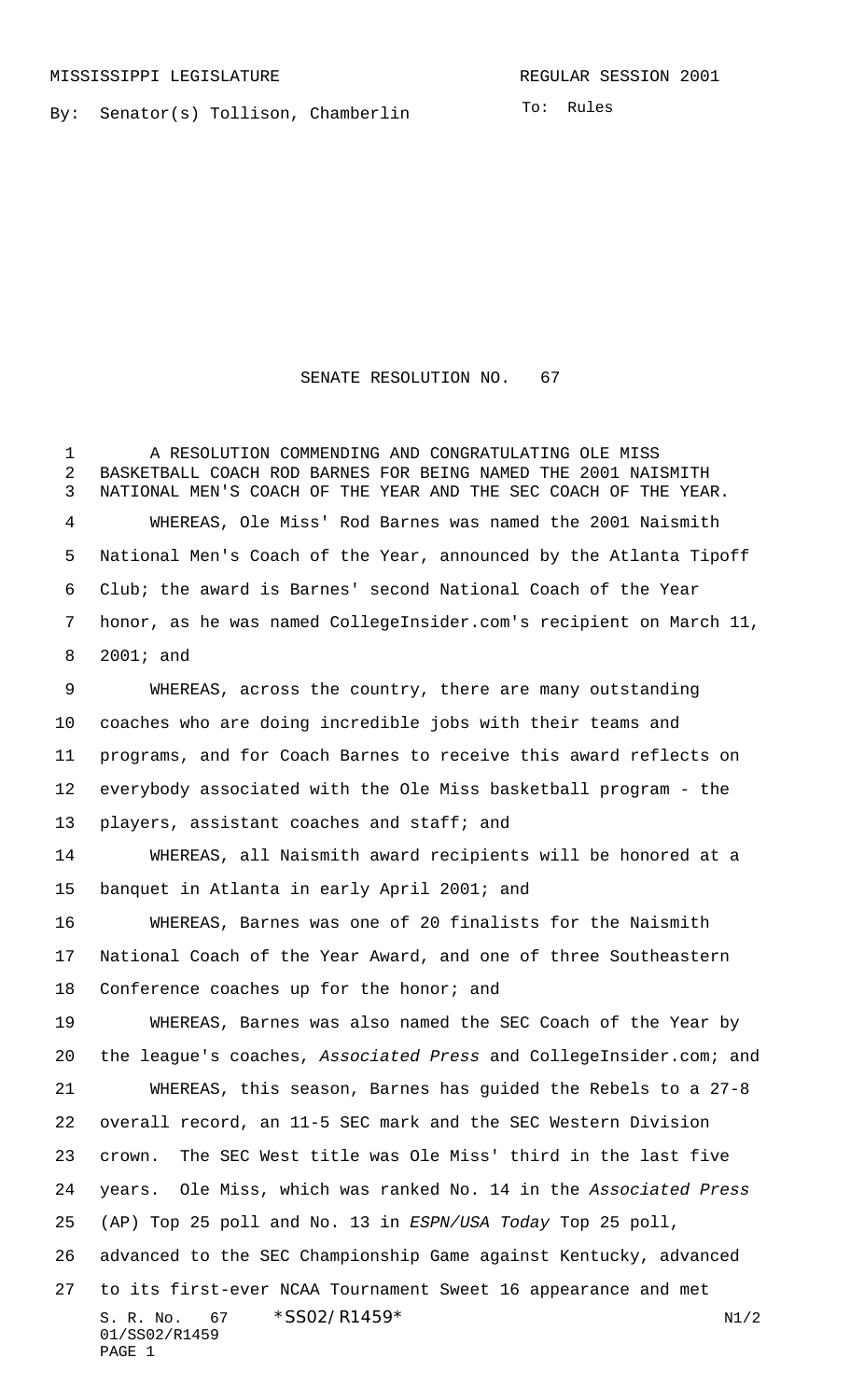MISSISSIPPI LEGISLATURE REGULAR SESSION 2001

By: Senator(s) Tollison, Chamberlin

To: Rules

# SENATE RESOLUTION NO. 67

A RESOLUTION COMMENDING AND CONGRATULATING OLE MISS BASKETBALL COACH ROD BARNES FOR BEING NAMED THE 2001 NAISMITH NATIONAL MEN'S COACH OF THE YEAR AND THE SEC COACH OF THE YEAR.

WHEREAS, Ole Miss' Rod Barnes was named the 2001 Naismith National Men's Coach of the Year, announced by the Atlanta Tipoff Club; the award is Barnes' second National Coach of the Year honor, as he was named CollegeInsider.com's recipient on March 11, 2001; and

WHEREAS, across the country, there are many outstanding coaches who are doing incredible jobs with their teams and programs, and for Coach Barnes to receive this award reflects on everybody associated with the Ole Miss basketball program - the players, assistant coaches and staff; and

WHEREAS, all Naismith award recipients will be honored at a banquet in Atlanta in early April 2001; and

WHEREAS, Barnes was one of 20 finalists for the Naismith National Coach of the Year Award, and one of three Southeastern Conference coaches up for the honor; and

WHEREAS, Barnes was also named the SEC Coach of the Year by the league's coaches, *Associated Press* and CollegeInsider.com; and

WHEREAS, this season, Barnes has guided the Rebels to a 27-8 overall record, an 11-5 SEC mark and the SEC Western Division crown. The SEC West title was Ole Miss' third in the last five years. Ole Miss, which was ranked No. 14 in the *Associated Press* (AP) Top 25 poll and No. 13 in *ESPN/USA Today* Top 25 poll, advanced to the SEC Championship Game against Kentucky, advanced to its first-ever NCAA Tournament Sweet 16 appearance and met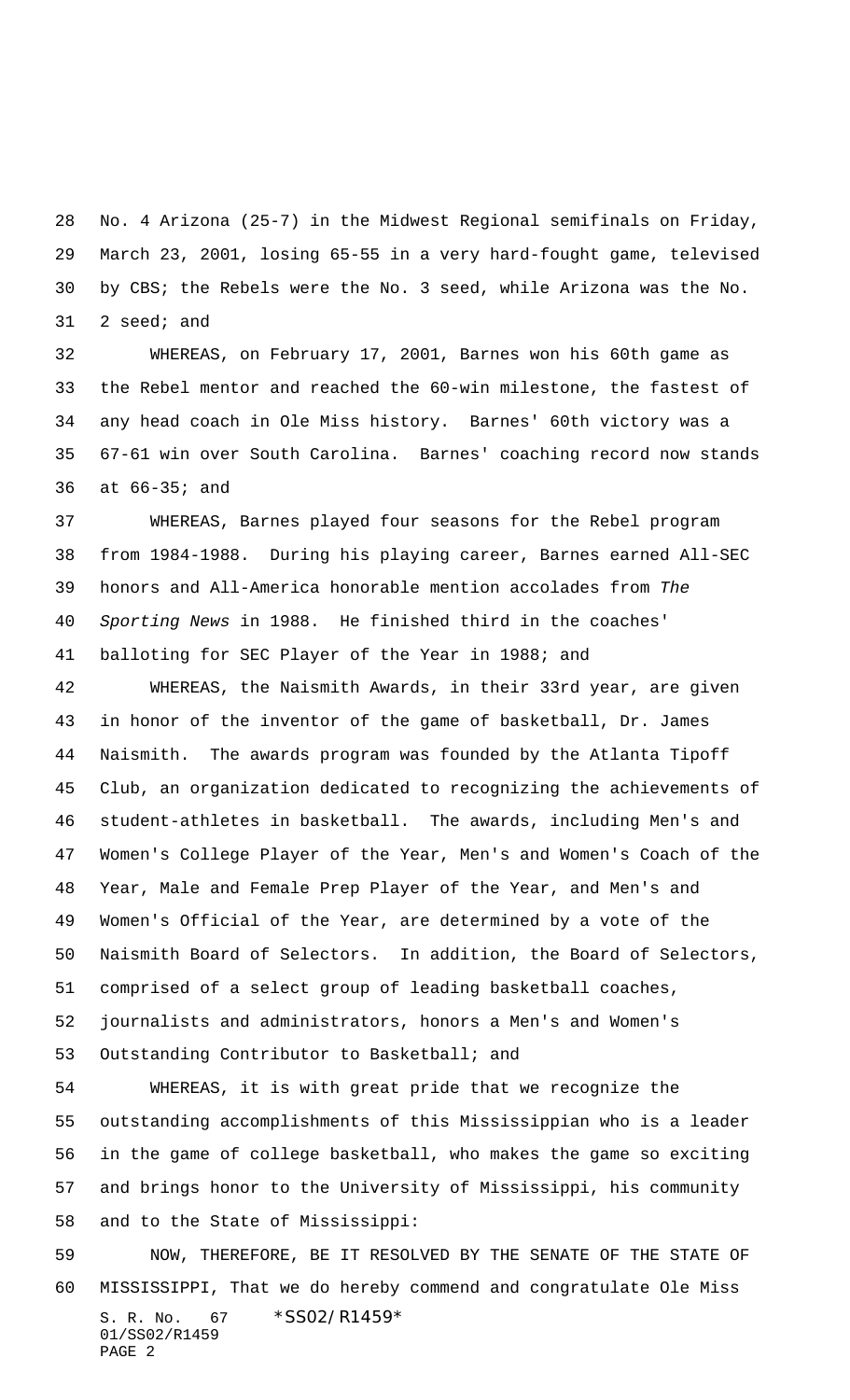No. 4 Arizona (25-7) in the Midwest Regional semifinals on Friday, March 23, 2001, losing 65-55 in a very hard-fought game, televised by CBS; the Rebels were the No. 3 seed, while Arizona was the No. 2 seed; and

WHEREAS, on February 17, 2001, Barnes won his 60th game as the Rebel mentor and reached the 60-win milestone, the fastest of any head coach in Ole Miss history. Barnes' 60th victory was a 67-61 win over South Carolina. Barnes' coaching record now stands at 66-35; and

WHEREAS, Barnes played four seasons for the Rebel program from 1984-1988. During his playing career, Barnes earned All-SEC honors and All-America honorable mention accolades from *The Sporting News* in 1988. He finished third in the coaches' balloting for SEC Player of the Year in 1988; and

WHEREAS, the Naismith Awards, in their 33rd year, are given in honor of the inventor of the game of basketball, Dr. James Naismith. The awards program was founded by the Atlanta Tipoff Club, an organization dedicated to recognizing the achievements of student-athletes in basketball. The awards, including Men's and Women's College Player of the Year, Men's and Women's Coach of the Year, Male and Female Prep Player of the Year, and Men's and Women's Official of the Year, are determined by a vote of the Naismith Board of Selectors. In addition, the Board of Selectors, comprised of a select group of leading basketball coaches, journalists and administrators, honors a Men's and Women's Outstanding Contributor to Basketball; and

WHEREAS, it is with great pride that we recognize the outstanding accomplishments of this Mississippian who is a leader in the game of college basketball, who makes the game so exciting and brings honor to the University of Mississippi, his community and to the State of Mississippi:

NOW, THEREFORE, BE IT RESOLVED BY THE SENATE OF THE STATE OF MISSISSIPPI, That we do hereby commend and congratulate Ole Miss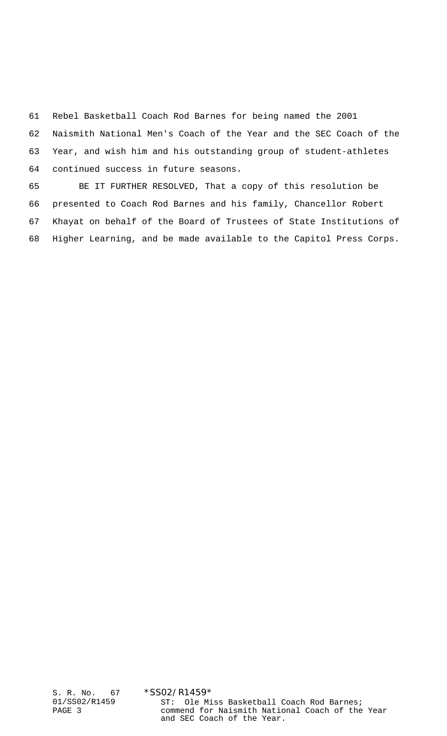Rebel Basketball Coach Rod Barnes for being named the 2001 Naismith National Men's Coach of the Year and the SEC Coach of the Year, and wish him and his outstanding group of student-athletes continued success in future seasons.

BE IT FURTHER RESOLVED, That a copy of this resolution be presented to Coach Rod Barnes and his family, Chancellor Robert Khayat on behalf of the Board of Trustees of State Institutions of Higher Learning, and be made available to the Capitol Press Corps.